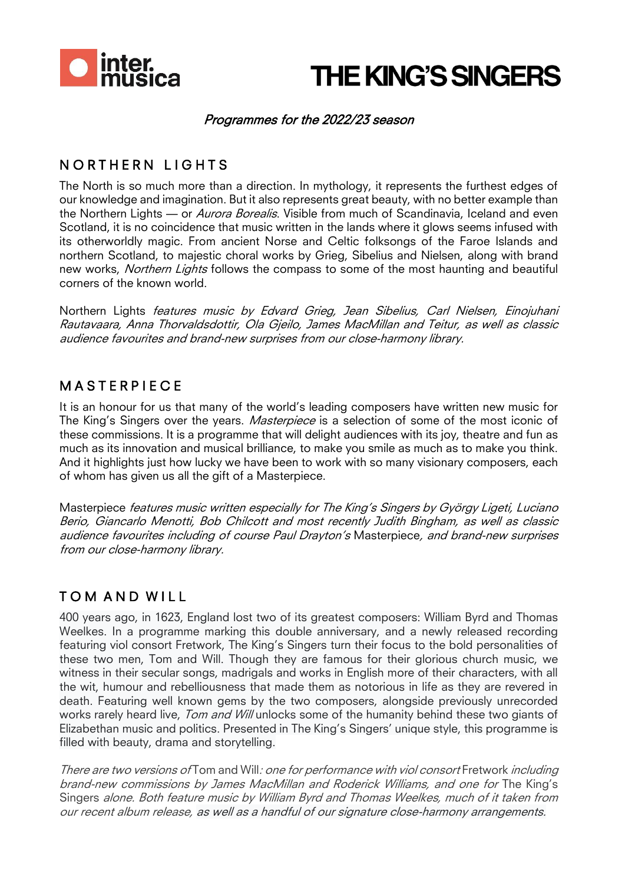intermusica

# THE KING'S SINGERS

*Programmes for the 2022/23 season*

## NORTHERN LIGHTS

The North is so much more than a direction. In mythology, it represents the furthest edges of our knowledge and imagination. But it also represents great beauty, with no better example than the Northern Lights — or *Aurora Borealis*. Visible from much of Scandinavia, Iceland and even Scotland, it is no coincidence that music written in the lands where it glows seems infused with its otherworldly magic. From ancient Norse and Celtic folksongs of the Faroe Islands and northern Scotland, to majestic choral works by Grieg, Sibelius and Nielsen, along with brand new works, *Northern Lights* follows the compass to some of the most haunting and beautiful corners of the known world.

Northern Lights *features music by Edvard Grieg, Jean Sibelius, Carl Nielsen, Einojuhani Rautavaara, Anna Thorvaldsdottir, Ola Gjeilo, James MacMillan and Teitur, as well as classic audience favourites and brand-new surprises from our close-harmony library.*

## MASTERPIECE

It is an honour for us that many of the world's leading composers have written new music for The King's Singers over the years. *Masterpiece* is a selection of some of the most iconic of these commissions. It is a programme that will delight audiences with its joy, theatre and fun as much as its innovation and musical brilliance, to make you smile as much as to make you think. And it highlights just how lucky we have been to work with so many visionary composers, each of whom has given us all the gift of a Masterpiece.

Masterpiece *features music written especially for The King's Singers by György Ligeti, Luciano Berio, Giancarlo Menotti, Bob Chilcott and most recently Judith Bingham, as well as classic audience favourites including of course Paul Drayton's* Masterpiece*, and brand-new surprises from our close-harmony library.*

## TOM AND WILL

400 years ago, in 1623, England lost two of its greatest composers: William Byrd and Thomas Weelkes. In a programme marking this double anniversary, and a newly released recording featuring viol consort Fretwork, The King's Singers turn their focus to the bold personalities of these two men, Tom and Will. Though they are famous for their glorious church music, we witness in their secular songs, madrigals and works in English more of their characters, with all the wit, humour and rebelliousness that made them as notorious in life as they are revered in death. Featuring well known gems by the two composers, alongside previously unrecorded works rarely heard live, *Tom and Will* unlocks some of the humanity behind these two giants of Elizabethan music and politics. Presented in The King's Singers' unique style, this programme is filled with beauty, drama and storytelling.

*There are two versions of* Tom and Will*: one for performance with viol consort* Fretwork *including brand-new commissions by James MacMillan and Roderick Williams, and one for* The King's Singers *alone. Both feature music by William Byrd and Thomas Weelkes, much of it taken from our recent album release, as well as a handful of our signature close-harmony arrangements.*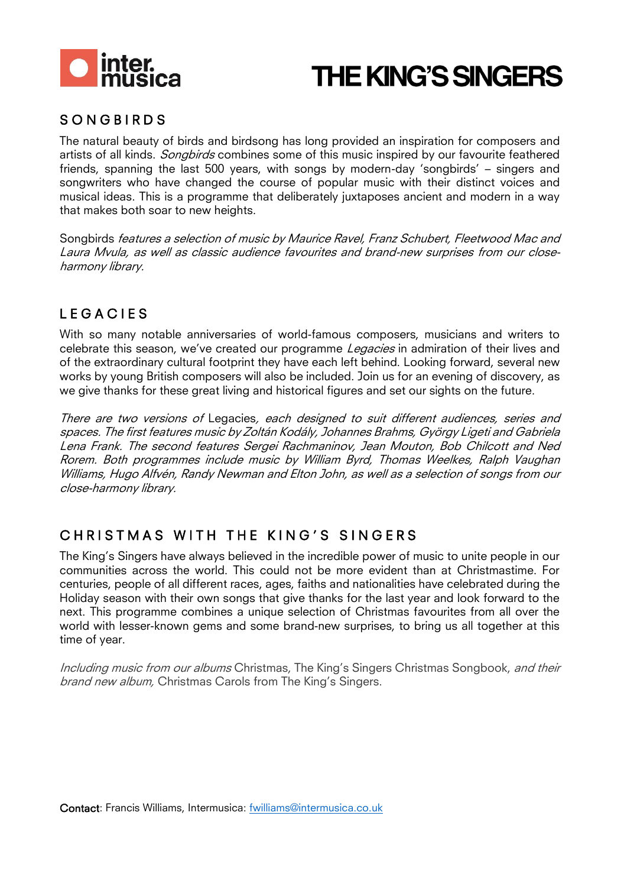# THE KING'S SINGERS

## SONGBIRDS

The natural beauty of birds and birdsong has long provided an inspiration for composers and artists of all kinds. *Songbirds* combines some of this music inspired by our favourite feathered friends, spanning the last 500 years, with songs by modern-day 'songbirds' – singers and songwriters who have changed the course of popular music with their distinct voices and musical ideas. This is a programme that deliberately juxtaposes ancient and modern in a way that makes both soar to new heights.

Songbirds *features a selection of music by Maurice Ravel, Franz Schubert, Fleetwood Mac and Laura Mvula, as well as classic audience favourites and brand-new surprises from our close-harmony library.*

## LEGACIES

With so many notable anniversaries of world-famous composers, musicians and writers to celebrate this season, we've created our programme *Legacies* in admiration of their lives and of the extraordinary cultural footprint they have each left behind. Looking forward, several new works by young British composers will also be included. Join us for an evening of discovery, as we give thanks for these great living and historical figures and set our sights on the future.

*There are two versions of* Legacies, *each designed to suit different audiences, series and spaces. The first features music by Zoltán Kodály, Johannes Brahms, György Ligeti and Gabriela Lena Frank. The second features Sergei Rachmaninov, Jean Mouton, Bob Chilcott and Ned Rorem. Both programmes include music by William Byrd, Thomas Weelkes, Ralph Vaughan Williams, Hugo Alfvén, Randy Newman and Elton John, as well as a selection of songs from our close-harmony library.*

## CHRISTMAS WITH THE KING'S SINGERS

The King's Singers have always believed in the incredible power of music to unite people in our communities across the world. This could not be more evident than at Christmastime. For centuries, people of all different races, ages, faiths and nationalities have celebrated during the Holiday season with their own songs that give thanks for the last year and look forward to the next. This programme combines a unique selection of Christmas favourites from all over the world with lesser-known gems and some brand-new surprises, to bring us all together at this time of year.

*Including music from our albums* Christmas, The King's Singers Christmas Songbook, *and their brand new album,* Christmas Carols from The King's Singers.

**Contact**: Francis Williams, Intermusica: fwilliams@intermusica.co.uk